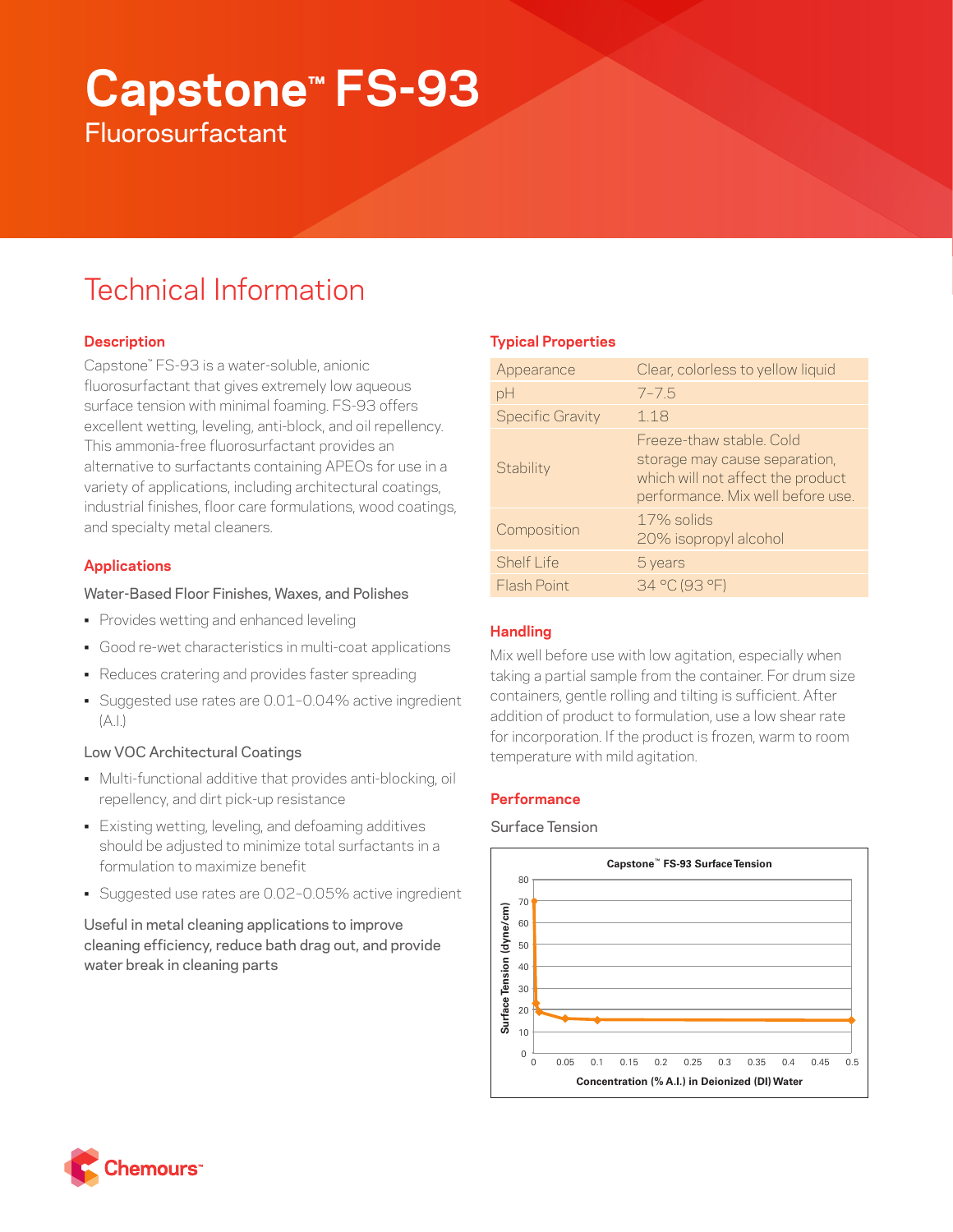# Capstone™ FS-93

## Fluorosurfactant

## Technical Information

### Description

Capstone™ FS-93 is a water-soluble, anionic fluorosurfactant that gives extremely low aqueous surface tension with minimal foaming. FS-93 offers excellent wetting, leveling, anti-block, and oil repellency. This ammonia-free fluorosurfactant provides an alternative to surfactants containing APEOs for use in a variety of applications, including architectural coatings, industrial finishes, floor care formulations, wood coatings, and specialty metal cleaners.

### Applications

Water-Based Floor Finishes, Waxes, and Polishes

- Provides wetting and enhanced leveling
- Good re-wet characteristics in multi-coat applications
- Reduces cratering and provides faster spreading
- Suggested use rates are 0.01–0.04% active ingredient (A.I.)

Low VOC Architectural Coatings

- Multi-functional additive that provides anti-blocking, oil repellency, and dirt pick-up resistance
- Existing wetting, leveling, and defoaming additives should be adjusted to minimize total surfactants in a formulation to maximize benefit
- Suggested use rates are 0.02–0.05% active ingredient

Useful in metal cleaning applications to improve cleaning efficiency, reduce bath drag out, and provide water break in cleaning parts

### Typical Properties

| | |
|---|---|
| Appearance | Clear, colorless to yellow liquid |
| pH | 7–7.5 |
| Specific Gravity | 1.18 |
| Stability | Freeze-thaw stable. Cold storage may cause separation, which will not affect the product performance. Mix well before use. |
| Composition | 17% solids<br>20% isopropyl alcohol |
| Shelf Life | 5 years |
| Flash Point | 34 °C (93 °F) |

### Handling

Mix well before use with low agitation, especially when taking a partial sample from the container. For drum size containers, gentle rolling and tilting is sufficient. After addition of product to formulation, use a low shear rate for incorporation. If the product is frozen, warm to room temperature with mild agitation.

### Performance

Surface Tension

Capstone™ FS-93 Surface Tension

Surface Tension (dyne/cm) vs. Concentration (% A.I.) in Deionized (DI) Water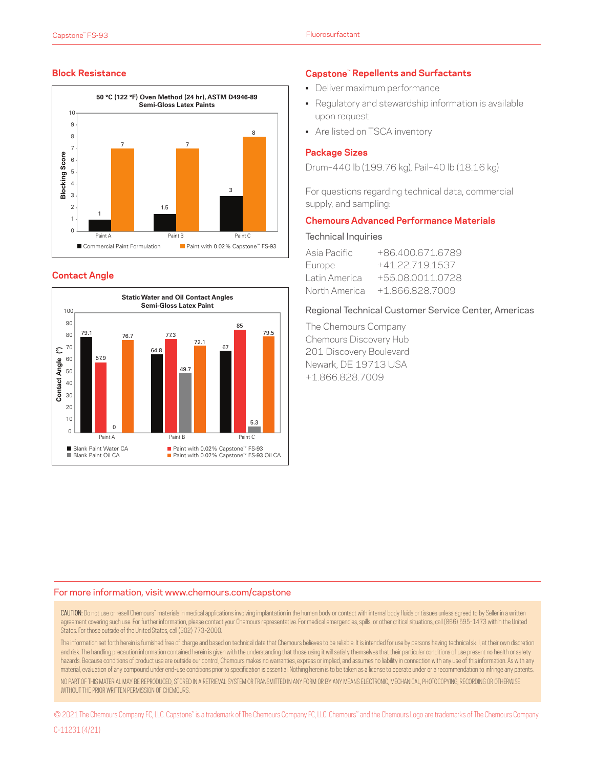## Block Resistance

50 °C (122 °F) Oven Method (24 hr), ASTM D4946-89
Semi-Gloss Latex Paints

Blocking Score

10
9
8
7
6
5
4
3
2
1
0

1
7
1.5
7
3
8

Paint A
Paint B
Paint C

Commercial Paint Formulation
Paint with 0.02% Capstone™ FS-93

## Contact Angle

Static Water and Oil Contact Angles
Semi-Gloss Latex Paint

Contact Angle (°)

100
90
80
70
60
50
40
30
20
10
0

79.1
57.9
0
76.7
64.8
77.3
49.7
72.1
67
85
5.3
79.5

Paint A
Paint B
Paint C

Blank Paint Water CA
Blank Paint Oil CA
Paint with 0.02% Capstone™ FS-93
Paint with 0.02% Capstone™ FS-93 Oil CA

## Capstone™ Repellents and Surfactants

- Deliver maximum performance
- Regulatory and stewardship information is available upon request
- Are listed on TSCA inventory

## Package Sizes

Drum–440 lb (199.76 kg), Pail–40 lb (18.16 kg)

For questions regarding technical data, commercial supply, and sampling:

## Chemours Advanced Performance Materials

Technical Inquiries

| | |
|---|---|
| Asia Pacific | +86.400.671.6789 |
| Europe | +41.22.719.1537 |
| Latin America | +55.08.0011.0728 |
| North America | +1.866.828.7009 |

Regional Technical Customer Service Center, Americas

The Chemours Company
Chemours Discovery Hub
201 Discovery Boulevard
Newark, DE 19713 USA
+1.866.828.7009

For more information, visit www.chemours.com/capstone

CAUTION: Do not use or resell Chemours™ materials in medical applications involving implantation in the human body or contact with internal body fluids or tissues unless agreed to by Seller in a written agreement covering such use. For further information, please contact your Chemours representative. For medical emergencies, spills, or other critical situations, call (866) 595-1473 within the United States. For those outside of the United States, call (302) 773-2000.

The information set forth herein is furnished free of charge and based on technical data that Chemours believes to be reliable. It is intended for use by persons having technical skill, at their own discretion and risk. The handling precaution information contained herein is given with the understanding that those using it will satisfy themselves that their particular conditions of use present no health or safety hazards. Because conditions of product use are outside our control, Chemours makes no warranties, express or implied, and assumes no liability in connection with any use of this information. As with any material, evaluation of any compound under end-use conditions prior to specification is essential. Nothing herein is to be taken as a license to operate under or a recommendation to infringe any patents.

NO PART OF THIS MATERIAL MAY BE REPRODUCED, STORED IN A RETRIEVAL SYSTEM OR TRANSMITTED IN ANY FORM OR BY ANY MEANS ELECTRONIC, MECHANICAL, PHOTOCOPYING, RECORDING OR OTHERWISE WITHOUT THE PRIOR WRITTEN PERMISSION OF CHEMOURS.

© 2021 The Chemours Company FC, LLC. Capstone™ is a trademark of The Chemours Company FC, LLC. Chemours™ and the Chemours Logo are trademarks of The Chemours Company.

C-11231 (4/21)